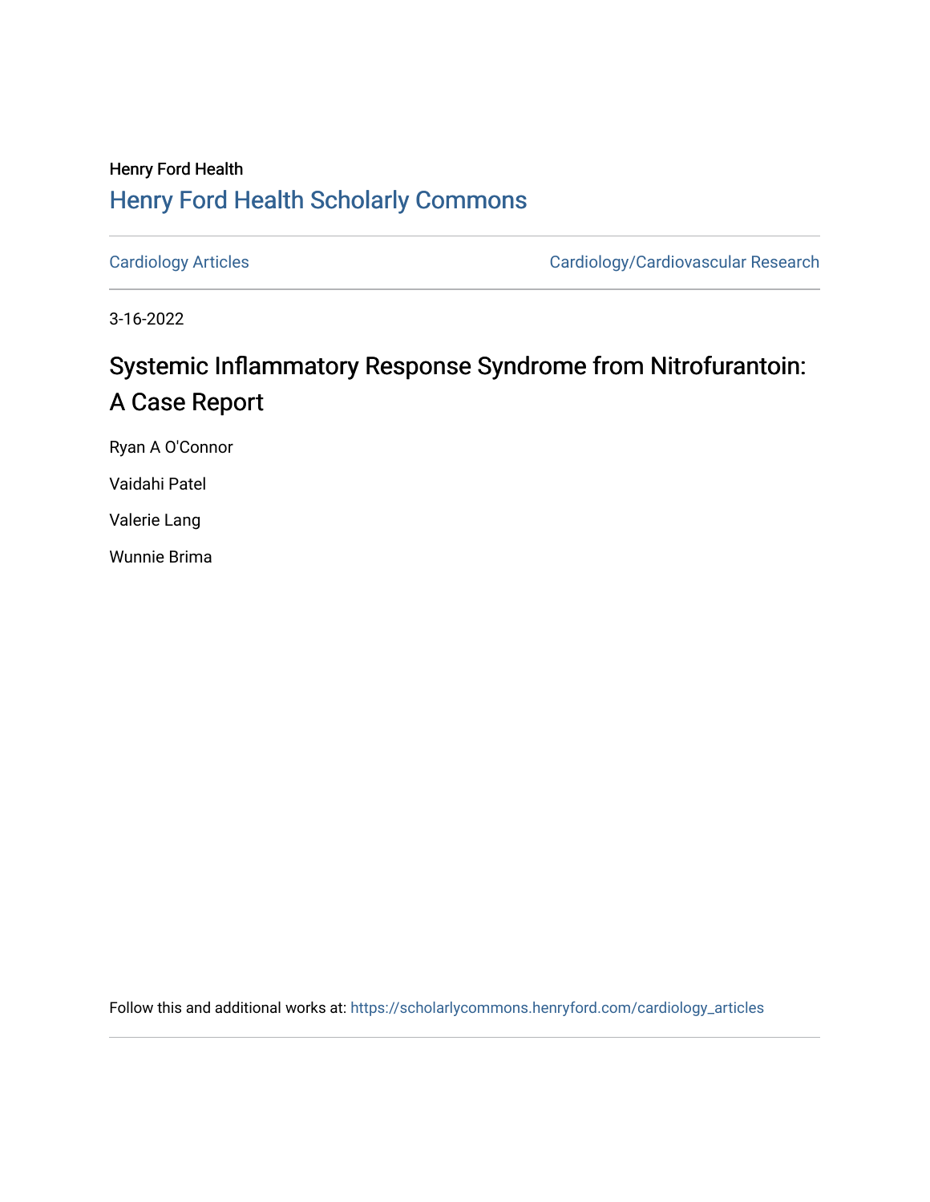Henry Ford Health

## Henry Ford Health Scholarly Commons

Cardiology Articles

Cardiology/Cardiovascular Research

3-16-2022

# Systemic Inflammatory Response Syndrome from Nitrofurantoin: A Case Report

Ryan A O'Connor

Vaidahi Patel

Valerie Lang

Wunnie Brima

Follow this and additional works at: https://scholarlycommons.henryford.com/cardiology_articles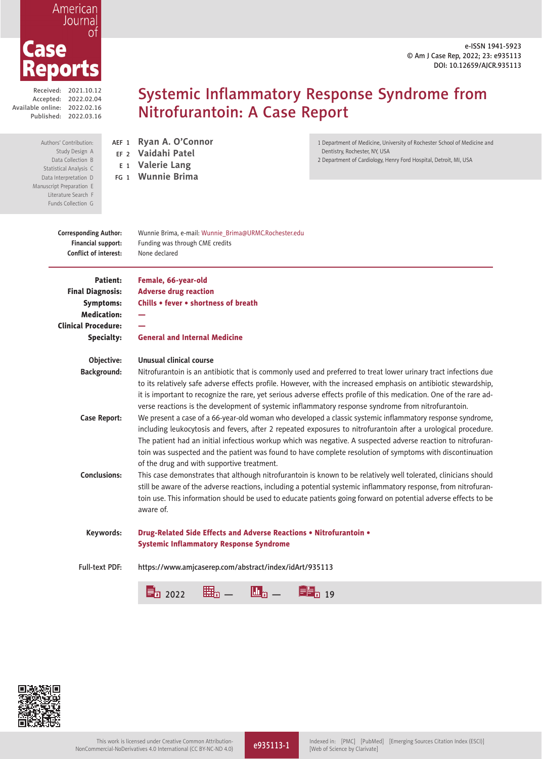# Systemic Inflammatory Response Syndrome from Nitrofurantoin: A Case Report

e-ISSN 1941-5923
© Am J Case Rep, 2022; 23: e935113
DOI: 10.12659/AJCR.935113

Received: 2021.10.12
Accepted: 2022.02.04
Available online: 2022.02.16
Published: 2022.03.16

Authors' Contribution:
Study Design A
Data Collection B
Statistical Analysis C
Data Interpretation D
Manuscript Preparation E
Literature Search F
Funds Collection G

AEF 1 **Ryan A. O'Connor**
EF 2 **Vaidahi Patel**
E 1 **Valerie Lang**
FG 1 **Wunnie Brima**

1 Department of Medicine, University of Rochester School of Medicine and Dentistry, Rochester, NY, USA
2 Department of Cardiology, Henry Ford Hospital, Detroit, MI, USA

**Corresponding Author:** Wunnie Brima, e-mail: Wunnie_Brima@URMC.Rochester.edu
**Financial support:** Funding was through CME credits
**Conflict of interest:** None declared

**Patient:** Female, 66-year-old
**Final Diagnosis:** Adverse drug reaction
**Symptoms:** Chills • fever • shortness of breath
**Medication:** —
**Clinical Procedure:** —
**Specialty:** General and Internal Medicine

**Objective:** Unusual clinical course

**Background:** Nitrofurantoin is an antibiotic that is commonly used and preferred to treat lower urinary tract infections due to its relatively safe adverse effects profile. However, with the increased emphasis on antibiotic stewardship, it is important to recognize the rare, yet serious adverse effects profile of this medication. One of the rare adverse reactions is the development of systemic inflammatory response syndrome from nitrofurantoin.

**Case Report:** We present a case of a 66-year-old woman who developed a classic systemic inflammatory response syndrome, including leukocytosis and fevers, after 2 repeated exposures to nitrofurantoin after a urological procedure. The patient had an initial infectious workup which was negative. A suspected adverse reaction to nitrofurantoin was suspected and the patient was found to have complete resolution of symptoms with discontinuation of the drug and with supportive treatment.

**Conclusions:** This case demonstrates that although nitrofurantoin is known to be relatively well tolerated, clinicians should still be aware of the adverse reactions, including a potential systemic inflammatory response, from nitrofurantoin use. This information should be used to educate patients going forward on potential adverse effects to be aware of.

**Keywords:** Drug-Related Side Effects and Adverse Reactions • Nitrofurantoin • Systemic Inflammatory Response Syndrome

**Full-text PDF:** https://www.amjcaserep.com/abstract/index/idArt/935113

2022 — — 19

This work is licensed under Creative Common Attribution-NonCommercial-NoDerivatives 4.0 International (CC BY-NC-ND 4.0)

Indexed in: [PMC] [PubMed] [Emerging Sources Citation Index (ESCI)] [Web of Science by Clarivate]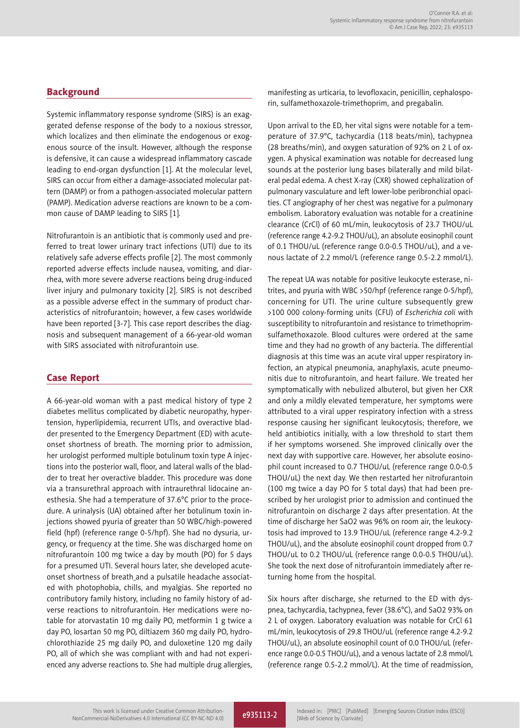## Background

Systemic inflammatory response syndrome (SIRS) is an exaggerated defense response of the body to a noxious stressor, which localizes and then eliminate the endogenous or exogenous source of the insult. However, although the response is defensive, it can cause a widespread inflammatory cascade leading to end-organ dysfunction [1]. At the molecular level, SIRS can occur from either a damage-associated molecular pattern (DAMP) or from a pathogen-associated molecular pattern (PAMP). Medication adverse reactions are known to be a common cause of DAMP leading to SIRS [1].

Nitrofurantoin is an antibiotic that is commonly used and preferred to treat lower urinary tract infections (UTI) due to its relatively safe adverse effects profile [2]. The most commonly reported adverse effects include nausea, vomiting, and diarrhea, with more severe adverse reactions being drug-induced liver injury and pulmonary toxicity [2]. SIRS is not described as a possible adverse effect in the summary of product characteristics of nitrofurantoin; however, a few cases worldwide have been reported [3-7]. This case report describes the diagnosis and subsequent management of a 66-year-old woman with SIRS associated with nitrofurantoin use.

## Case Report

A 66-year-old woman with a past medical history of type 2 diabetes mellitus complicated by diabetic neuropathy, hypertension, hyperlipidemia, recurrent UTIs, and overactive bladder presented to the Emergency Department (ED) with acute-onset shortness of breath. The morning prior to admission, her urologist performed multiple botulinum toxin type A injections into the posterior wall, floor, and lateral walls of the bladder to treat her overactive bladder. This procedure was done via a transurethral approach with intraurethral lidocaine anesthesia. She had a temperature of 37.6°C prior to the procedure. A urinalysis (UA) obtained after her botulinum toxin injections showed pyuria of greater than 50 WBC/high-powered field (hpf) (reference range 0-5/hpf). She had no dysuria, urgency, or frequency at the time. She was discharged home on nitrofurantoin 100 mg twice a day by mouth (PO) for 5 days for a presumed UTI. Several hours later, she developed acute-onset shortness of breath and a pulsatile headache associated with photophobia, chills, and myalgias. She reported no contributory family history, including no family history of adverse reactions to nitrofurantoin. Her medications were notable for atorvastatin 10 mg daily PO, metformin 1 g twice a day PO, losartan 50 mg PO, diltiazem 360 mg daily PO, hydrochlorothiazide 25 mg daily PO, and duloxetine 120 mg daily PO, all of which she was compliant with and had not experienced any adverse reactions to. She had multiple drug allergies, manifesting as urticaria, to levofloxacin, penicillin, cephalosporin, sulfamethoxazole-trimethoprim, and pregabalin.

Upon arrival to the ED, her vital signs were notable for a temperature of 37.9°C, tachycardia (118 beats/min), tachypnea (28 breaths/min), and oxygen saturation of 92% on 2 L of oxygen. A physical examination was notable for decreased lung sounds at the posterior lung bases bilaterally and mild bilateral pedal edema. A chest X-ray (CXR) showed cephalization of pulmonary vasculature and left lower-lobe peribronchial opacities. CT angiography of her chest was negative for a pulmonary embolism. Laboratory evaluation was notable for a creatinine clearance (CrCl) of 60 mL/min, leukocytosis of 23.7 THOU/uL (reference range 4.2-9.2 THOU/uL), an absolute eosinophil count of 0.1 THOU/uL (reference range 0.0-0.5 THOU/uL), and a venous lactate of 2.2 mmol/L (reference range 0.5-2.2 mmol/L).

The repeat UA was notable for positive leukocyte esterase, nitrites, and pyuria with WBC >50/hpf (reference range 0-5/hpf), concerning for UTI. The urine culture subsequently grew >100 000 colony-forming units (CFU) of *Escherichia coli* with susceptibility to nitrofurantoin and resistance to trimethoprim-sulfamethoxazole. Blood cultures were ordered at the same time and they had no growth of any bacteria. The differential diagnosis at this time was an acute viral upper respiratory infection, an atypical pneumonia, anaphylaxis, acute pneumonitis due to nitrofurantoin, and heart failure. We treated her symptomatically with nebulized albuterol, but given her CXR and only a mildly elevated temperature, her symptoms were attributed to a viral upper respiratory infection with a stress response causing her significant leukocytosis; therefore, we held antibiotics initially, with a low threshold to start them if her symptoms worsened. She improved clinically over the next day with supportive care. However, her absolute eosinophil count increased to 0.7 THOU/uL (reference range 0.0-0.5 THOU/uL) the next day. We then restarted her nitrofurantoin (100 mg twice a day PO for 5 total days) that had been prescribed by her urologist prior to admission and continued the nitrofurantoin on discharge 2 days after presentation. At the time of discharge her SaO2 was 96% on room air, the leukocytosis had improved to 13.9 THOU/uL (reference range 4.2-9.2 THOU/uL), and the absolute eosinophil count dropped from 0.7 THOU/uL to 0.2 THOU/uL (reference range 0.0-0.5 THOU/uL). She took the next dose of nitrofurantoin immediately after returning home from the hospital.

Six hours after discharge, she returned to the ED with dyspnea, tachycardia, tachypnea, fever (38.6°C), and SaO2 93% on 2 L of oxygen. Laboratory evaluation was notable for CrCl 61 mL/min, leukocytosis of 29.8 THOU/uL (reference range 4.2-9.2 THOU/uL), an absolute eosinophil count of 0.0 THOU/uL (reference range 0.0-0.5 THOU/uL), and a venous lactate of 2.8 mmol/L (reference range 0.5-2.2 mmol/L). At the time of readmission,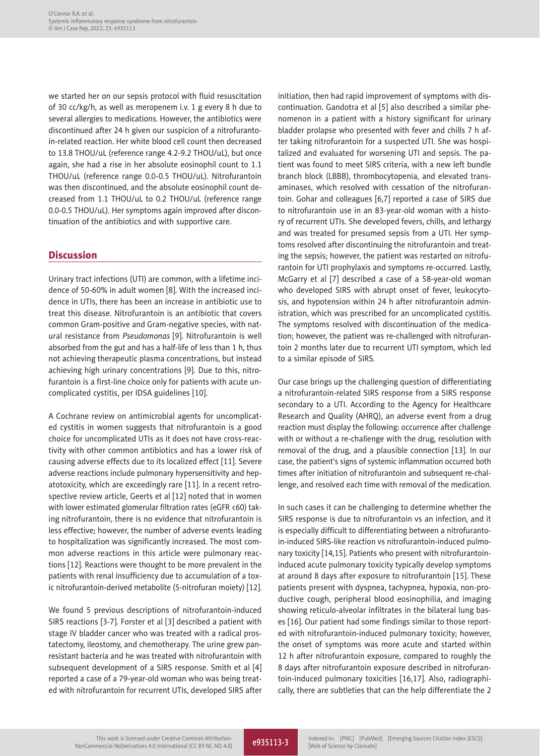we started her on our sepsis protocol with fluid resuscitation of 30 cc/kg/h, as well as meropenem i.v. 1 g every 8 h due to several allergies to medications. However, the antibiotics were discontinued after 24 h given our suspicion of a nitrofurantoin-related reaction. Her white blood cell count then decreased to 13.8 THOU/uL (reference range 4.2-9.2 THOU/uL), but once again, she had a rise in her absolute eosinophil count to 1.1 THOU/uL (reference range 0.0-0.5 THOU/uL). Nitrofurantoin was then discontinued, and the absolute eosinophil count decreased from 1.1 THOU/uL to 0.2 THOU/uL (reference range 0.0-0.5 THOU/uL). Her symptoms again improved after discontinuation of the antibiotics and with supportive care.

## Discussion

Urinary tract infections (UTI) are common, with a lifetime incidence of 50-60% in adult women [8]. With the increased incidence in UTIs, there has been an increase in antibiotic use to treat this disease. Nitrofurantoin is an antibiotic that covers common Gram-positive and Gram-negative species, with natural resistance from *Pseudomonas* [9]. Nitrofurantoin is well absorbed from the gut and has a half-life of less than 1 h, thus not achieving therapeutic plasma concentrations, but instead achieving high urinary concentrations [9]. Due to this, nitrofurantoin is a first-line choice only for patients with acute uncomplicated cystitis, per IDSA guidelines [10].

A Cochrane review on antimicrobial agents for uncomplicated cystitis in women suggests that nitrofurantoin is a good choice for uncomplicated UTIs as it does not have cross-reactivity with other common antibiotics and has a lower risk of causing adverse effects due to its localized effect [11]. Severe adverse reactions include pulmonary hypersensitivity and hepatotoxicity, which are exceedingly rare [11]. In a recent retrospective review article, Geerts et al [12] noted that in women with lower estimated glomerular filtration rates (eGFR <60) taking nitrofurantoin, there is no evidence that nitrofurantoin is less effective; however, the number of adverse events leading to hospitalization was significantly increased. The most common adverse reactions in this article were pulmonary reactions [12]. Reactions were thought to be more prevalent in the patients with renal insufficiency due to accumulation of a toxic nitrofurantoin-derived metabolite (5-nitrofuran moiety) [12].

We found 5 previous descriptions of nitrofurantoin-induced SIRS reactions [3-7]. Forster et al [3] described a patient with stage IV bladder cancer who was treated with a radical prostatectomy, ileostomy, and chemotherapy. The urine grew pan-resistant bacteria and he was treated with nitrofurantoin with subsequent development of a SIRS response. Smith et al [4] reported a case of a 79-year-old woman who was being treated with nitrofurantoin for recurrent UTIs, developed SIRS after initiation, then had rapid improvement of symptoms with discontinuation. Gandotra et al [5] also described a similar phenomenon in a patient with a history significant for urinary bladder prolapse who presented with fever and chills 7 h after taking nitrofurantoin for a suspected UTI. She was hospitalized and evaluated for worsening UTI and sepsis. The patient was found to meet SIRS criteria, with a new left bundle branch block (LBBB), thrombocytopenia, and elevated transaminases, which resolved with cessation of the nitrofurantoin. Gohar and colleagues [6,7] reported a case of SIRS due to nitrofurantoin use in an 83-year-old woman with a history of recurrent UTIs. She developed fevers, chills, and lethargy and was treated for presumed sepsis from a UTI. Her symptoms resolved after discontinuing the nitrofurantoin and treating the sepsis; however, the patient was restarted on nitrofurantoin for UTI prophylaxis and symptoms re-occurred. Lastly, McGarry et al [7] described a case of a 58-year-old woman who developed SIRS with abrupt onset of fever, leukocytosis, and hypotension within 24 h after nitrofurantoin administration, which was prescribed for an uncomplicated cystitis. The symptoms resolved with discontinuation of the medication; however, the patient was re-challenged with nitrofurantoin 2 months later due to recurrent UTI symptom, which led to a similar episode of SIRS.

Our case brings up the challenging question of differentiating a nitrofurantoin-related SIRS response from a SIRS response secondary to a UTI. According to the Agency for Healthcare Research and Quality (AHRQ), an adverse event from a drug reaction must display the following: occurrence after challenge with or without a re-challenge with the drug, resolution with removal of the drug, and a plausible connection [13]. In our case, the patient's signs of systemic inflammation occurred both times after initiation of nitrofurantoin and subsequent re-challenge, and resolved each time with removal of the medication.

In such cases it can be challenging to determine whether the SIRS response is due to nitrofurantoin vs an infection, and it is especially difficult to differentiating between a nitrofurantoin-induced SIRS-like reaction vs nitrofurantoin-induced pulmonary toxicity [14,15]. Patients who present with nitrofurantoin-induced acute pulmonary toxicity typically develop symptoms at around 8 days after exposure to nitrofurantoin [15]. These patients present with dyspnea, tachypnea, hypoxia, non-productive cough, peripheral blood eosinophilia, and imaging showing reticulo-alveolar infiltrates in the bilateral lung bases [16]. Our patient had some findings similar to those reported with nitrofurantoin-induced pulmonary toxicity; however, the onset of symptoms was more acute and started within 12 h after nitrofurantoin exposure, compared to roughly the 8 days after nitrofurantoin exposure described in nitrofurantoin-induced pulmonary toxicities [16,17]. Also, radiographically, there are subtleties that can the help differentiate the 2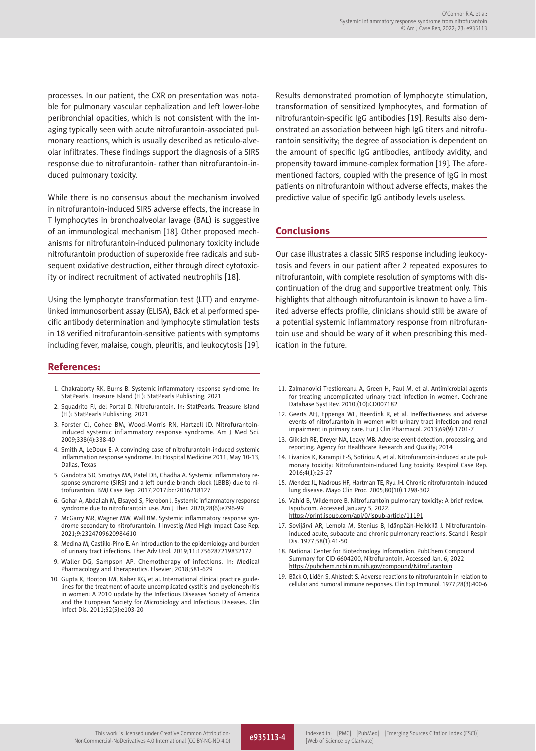processes. In our patient, the CXR on presentation was notable for pulmonary vascular cephalization and left lower-lobe peribronchial opacities, which is not consistent with the imaging typically seen with acute nitrofurantoin-associated pulmonary reactions, which is usually described as reticulo-alveolar infiltrates. These findings support the diagnosis of a SIRS response due to nitrofurantoin- rather than nitrofurantoin-induced pulmonary toxicity.

While there is no consensus about the mechanism involved in nitrofurantoin-induced SIRS adverse effects, the increase in T lymphocytes in bronchoalveolar lavage (BAL) is suggestive of an immunological mechanism [18]. Other proposed mechanisms for nitrofurantoin-induced pulmonary toxicity include nitrofurantoin production of superoxide free radicals and subsequent oxidative destruction, either through direct cytotoxicity or indirect recruitment of activated neutrophils [18].

Using the lymphocyte transformation test (LTT) and enzyme-linked immunosorbent assay (ELISA), Bäck et al performed specific antibody determination and lymphocyte stimulation tests in 18 verified nitrofurantoin-sensitive patients with symptoms including fever, malaise, cough, pleuritis, and leukocytosis [19]. Results demonstrated promotion of lymphocyte stimulation, transformation of sensitized lymphocytes, and formation of nitrofurantoin-specific IgG antibodies [19]. Results also demonstrated an association between high IgG titers and nitrofurantoin sensitivity; the degree of association is dependent on the amount of specific IgG antibodies, antibody avidity, and propensity toward immune-complex formation [19]. The aforementioned factors, coupled with the presence of IgG in most patients on nitrofurantoin without adverse effects, makes the predictive value of specific IgG antibody levels useless.

## Conclusions

Our case illustrates a classic SIRS response including leukocytosis and fevers in our patient after 2 repeated exposures to nitrofurantoin, with complete resolution of symptoms with discontinuation of the drug and supportive treatment only. This highlights that although nitrofurantoin is known to have a limited adverse effects profile, clinicians should still be aware of a potential systemic inflammatory response from nitrofurantoin use and should be wary of it when prescribing this medication in the future.

## References:

1. Chakraborty RK, Burns B. Systemic inflammatory response syndrome. In: StatPearls. Treasure Island (FL): StatPearls Publishing; 2021
2. Squadrito FJ, del Portal D. Nitrofurantoin. In: StatPearls. Treasure Island (FL): StatPearls Publishing; 2021
3. Forster CJ, Cohee BM, Wood-Morris RN, Hartzell JD. Nitrofurantoin-induced systemic inflammatory response syndrome. Am J Med Sci. 2009;338(4):338-40
4. Smith A, LeDoux E. A convincing case of nitrofurantoin-induced systemic inflammation response syndrome. In: Hospital Medicine 2011, May 10-13, Dallas, Texas
5. Gandotra SD, Smotrys MA, Patel DB, Chadha A. Systemic inflammatory response syndrome (SIRS) and a left bundle branch block (LBBB) due to nitrofurantoin. BMJ Case Rep. 2017;2017:bcr2016218127
6. Gohar A, Abdallah M, Elsayed S, Pierobon J. Systemic inflammatory response syndrome due to nitrofurantoin use. Am J Ther. 2020;28(6):e796-99
7. McGarry MR, Wagner MW, Wall BM. Systemic inflammatory response syndrome secondary to nitrofurantoin. J Investig Med High Impact Case Rep. 2021;9:2324709620984610
8. Medina M, Castillo-Pino E. An introduction to the epidemiology and burden of urinary tract infections. Ther Adv Urol. 2019;11:1756287219832172
9. Waller DG, Sampson AP. Chemotherapy of infections. In: Medical Pharmacology and Therapeutics. Elsevier; 2018;581-629
10. Gupta K, Hooton TM, Naber KG, et al. International clinical practice guidelines for the treatment of acute uncomplicated cystitis and pyelonephritis in women: A 2010 update by the Infectious Diseases Society of America and the European Society for Microbiology and Infectious Diseases. Clin Infect Dis. 2011;52(5):e103-20
11. Zalmanovici Trestioreanu A, Green H, Paul M, et al. Antimicrobial agents for treating uncomplicated urinary tract infection in women. Cochrane Database Syst Rev. 2010;(10):CD007182
12. Geerts AFJ, Eppenga WL, Heerdink R, et al. Ineffectiveness and adverse events of nitrofurantoin in women with urinary tract infection and renal impairment in primary care. Eur J Clin Pharmacol. 2013;69(9):1701-7
13. Gliklich RE, Dreyer NA, Leavy MB. Adverse event detection, processing, and reporting. Agency for Healthcare Research and Quality; 2014
14. Livanios K, Karampi E-S, Sotiriou A, et al. Nitrofurantoin-induced acute pulmonary toxicity: Nitrofurantoin-induced lung toxicity. Respirol Case Rep. 2016;4(1):25-27
15. Mendez JL, Nadrous HF, Hartman TE, Ryu JH. Chronic nitrofurantoin-induced lung disease. Mayo Clin Proc. 2005;80(10):1298-302
16. Vahid B, Wildemore B. Nitrofurantoin pulmonary toxicity: A brief review. Ispub.com. Accessed January 5, 2022. https://print.ispub.com/api/0/ispub-article/11191
17. Sovijärvi AR, Lemola M, Stenius B, Idänpään-Heikkilä J. Nitrofurantoin-induced acute, subacute and chronic pulmonary reactions. Scand J Respir Dis. 1977;58(1):41-50
18. National Center for Biotechnology Information. PubChem Compound Summary for CID 6604200, Nitrofurantoin. Accessed Jan. 6, 2022 https://pubchem.ncbi.nlm.nih.gov/compound/Nitrofurantoin
19. Bäck O, Lidén S, Ahlstedt S. Adverse reactions to nitrofurantoin in relation to cellular and humoral immune responses. Clin Exp Immunol. 1977;28(3):400-6